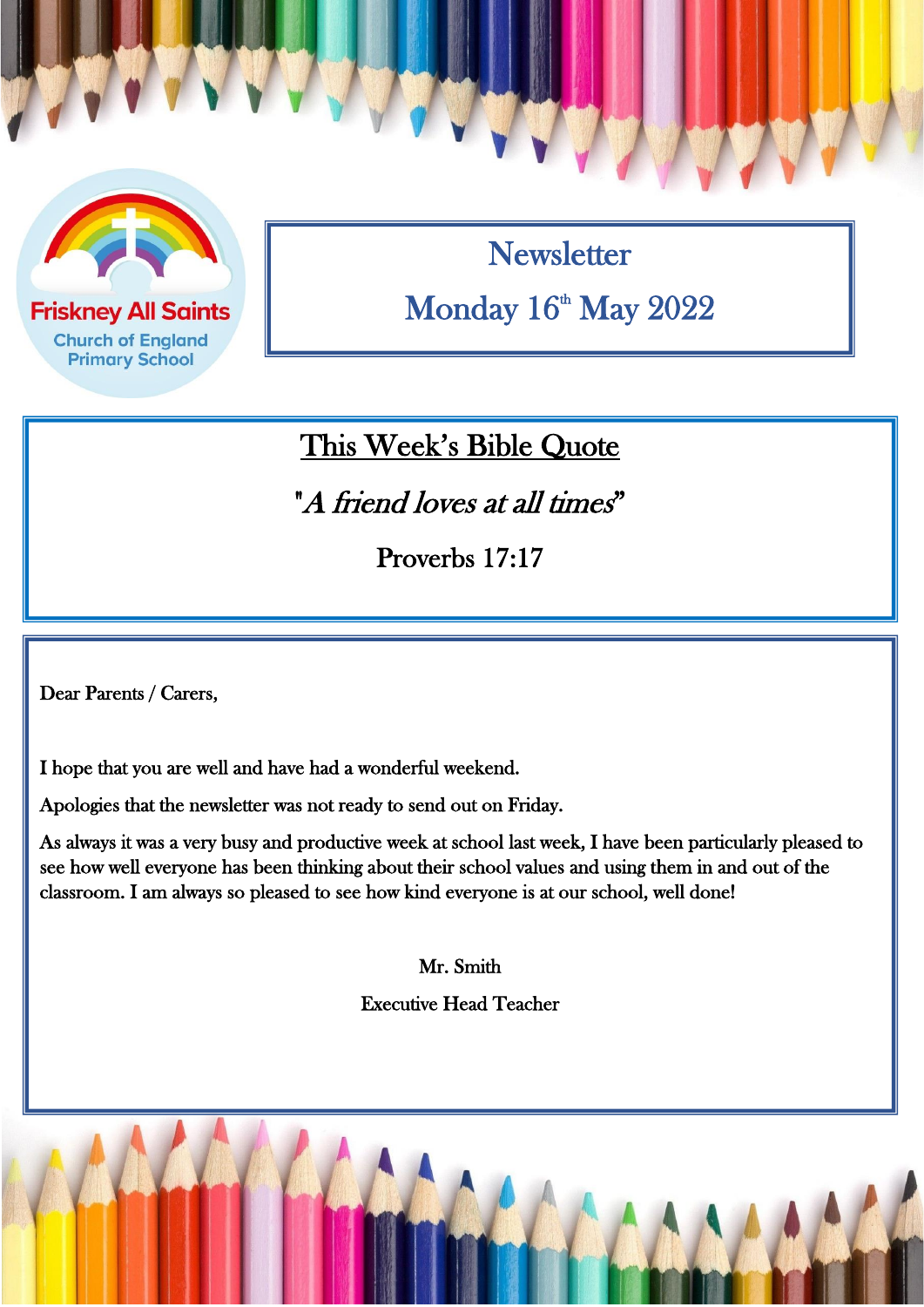Friskney All Saints
Church of England
Primary School

# Newsletter

## Monday 16th May 2022

## This Week's Bible Quote

*"A friend loves at all times"*

Proverbs 17:17

Dear Parents / Carers,

I hope that you are well and have had a wonderful weekend.

Apologies that the newsletter was not ready to send out on Friday.

As always it was a very busy and productive week at school last week, I have been particularly pleased to see how well everyone has been thinking about their school values and using them in and out of the classroom. I am always so pleased to see how kind everyone is at our school, well done!

Mr. Smith

Executive Head Teacher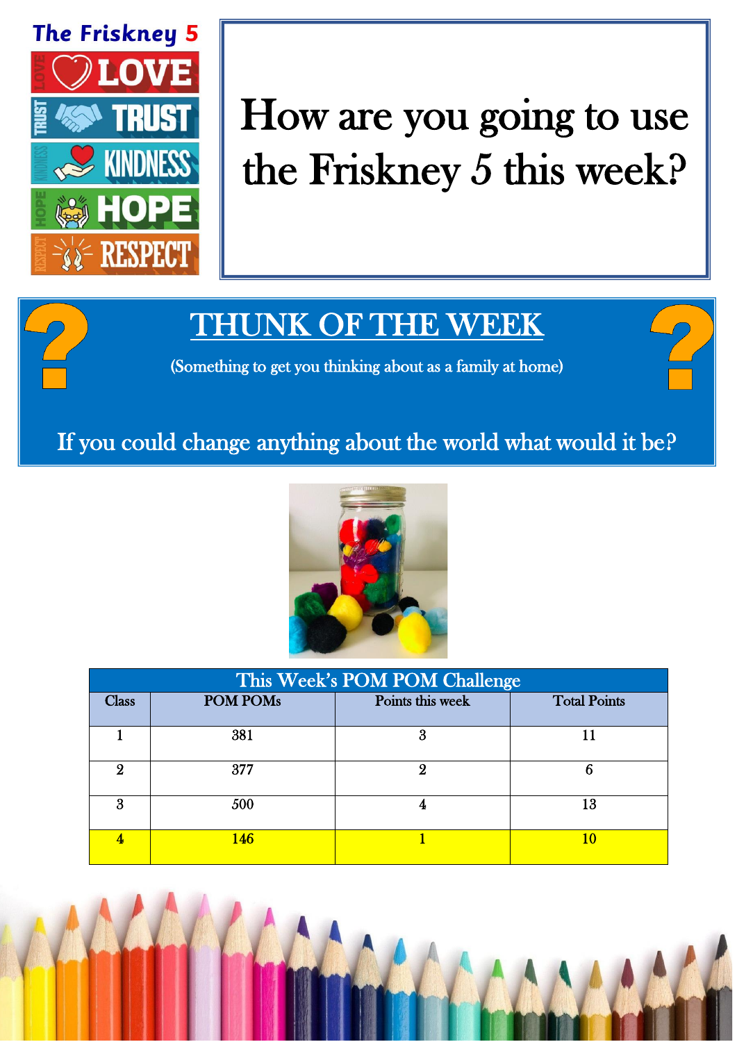The Friskney 5

LOVE

TRUST

KINDNESS

HOPE

RESPECT

# How are you going to use the Friskney 5 this week?

## THUNK OF THE WEEK

(Something to get you thinking about as a family at home)

If you could change anything about the world what would it be?

| This Week's POM POM Challenge | | | |
|---|---|---|---|
| Class | POM POMs | Points this week | Total Points |
| 1 | 381 | 3 | 11 |
| 2 | 377 | 2 | 6 |
| 3 | 500 | 4 | 13 |
| 4 | 146 | 1 | 10 |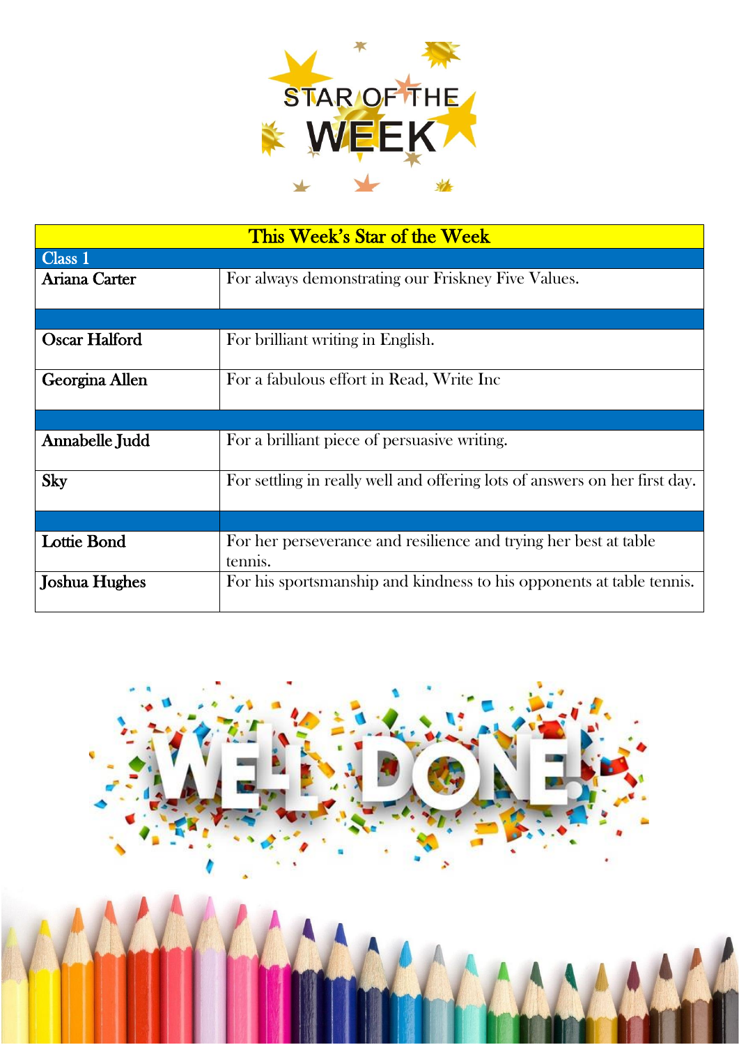# STAR OF THE WEEK

| This Week's Star of the Week | |
|---|---|
| **Class 1** | |
| Ariana Carter | For always demonstrating our Friskney Five Values. |
| | |
| Oscar Halford | For brilliant writing in English. |
| Georgina Allen | For a fabulous effort in Read, Write Inc |
| | |
| Annabelle Judd | For a brilliant piece of persuasive writing. |
| Sky | For settling in really well and offering lots of answers on her first day. |
| | |
| Lottie Bond | For her perseverance and resilience and trying her best at table tennis. |
| Joshua Hughes | For his sportsmanship and kindness to his opponents at table tennis. |

WELL DONE!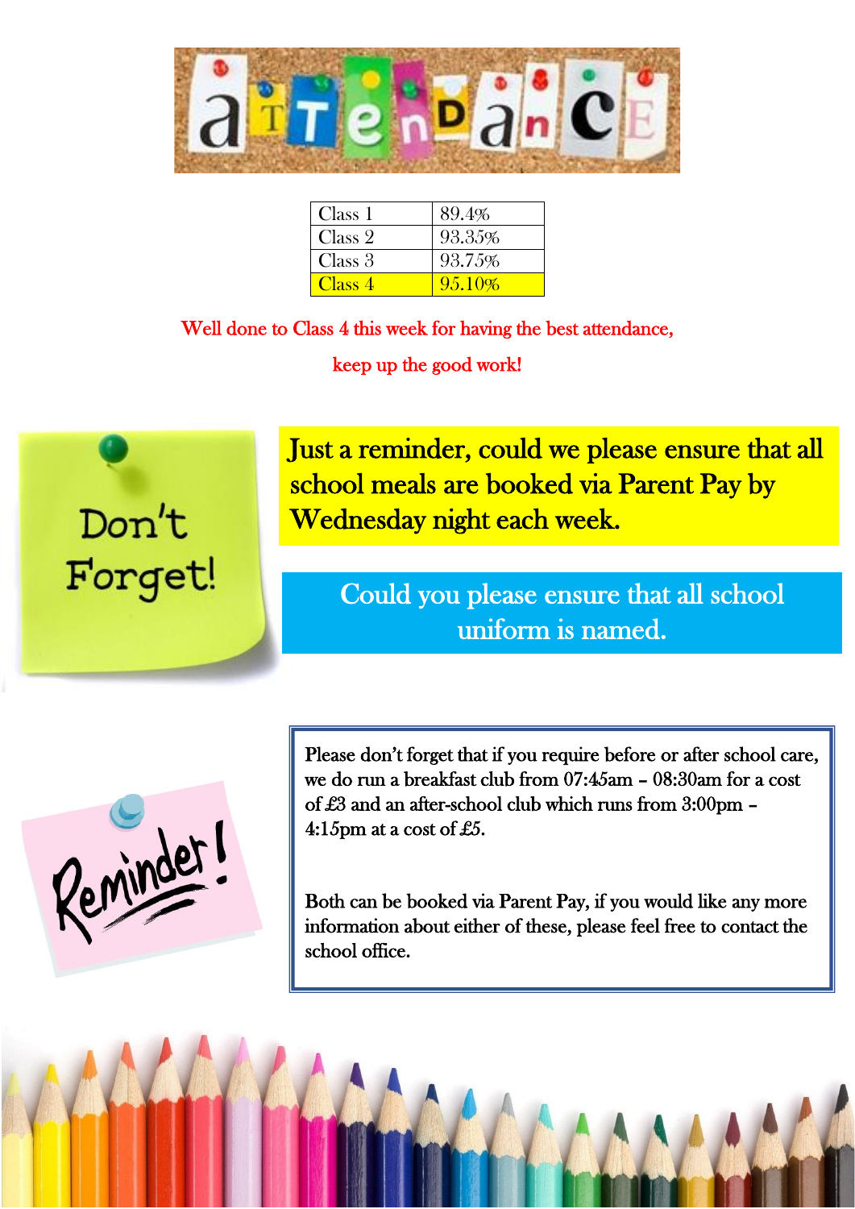# Attendance

| | |
|---|---|
| Class 1 | 89.4% |
| Class 2 | 93.35% |
| Class 3 | 93.75% |
| Class 4 | 95.10% |

Well done to Class 4 this week for having the best attendance,

keep up the good work!

Don't Forget!

Just a reminder, could we please ensure that all school meals are booked via Parent Pay by Wednesday night each week.

Could you please ensure that all school uniform is named.

Reminder!

Please don't forget that if you require before or after school care, we do run a breakfast club from 07:45am – 08:30am for a cost of £3 and an after-school club which runs from 3:00pm – 4:15pm at a cost of £5.

Both can be booked via Parent Pay, if you would like any more information about either of these, please feel free to contact the school office.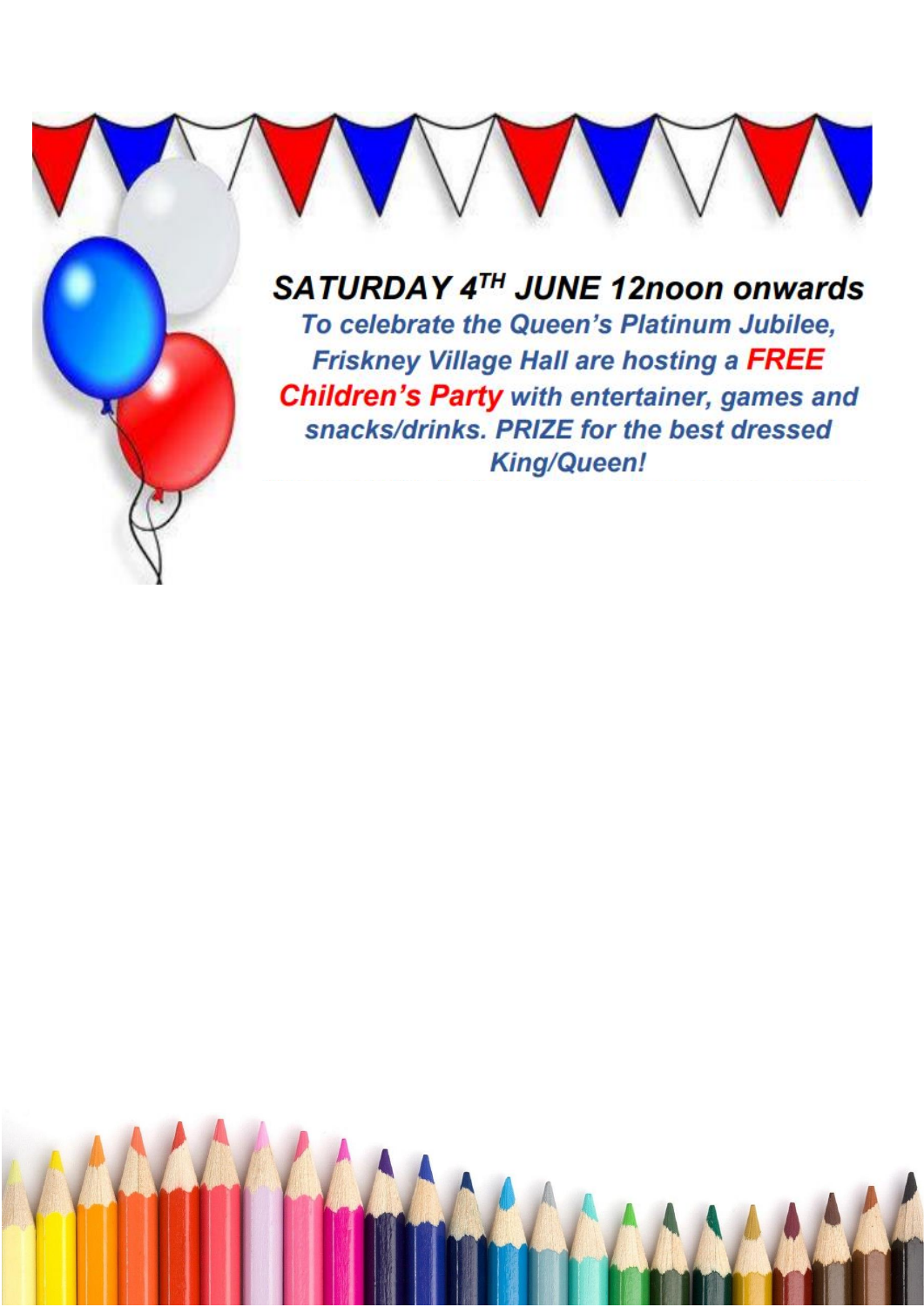## SATURDAY 4TH JUNE 12noon onwards

*To celebrate the Queen's Platinum Jubilee, Friskney Village Hall are hosting a **FREE Children's Party** with entertainer, games and snacks/drinks. PRIZE for the best dressed King/Queen!*